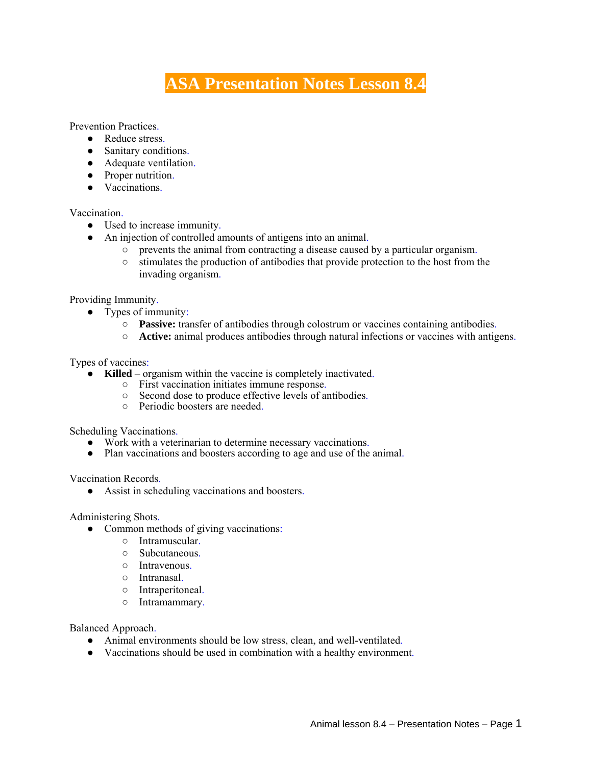# ASA Presentation Notes Lesson 8.4

Prevention Practices.

- Reduce stress.
- Sanitary conditions.
- Adequate ventilation.
- Proper nutrition.
- Vaccinations.

Vaccination.

- Used to increase immunity.
- An injection of controlled amounts of antigens into an animal.
  - prevents the animal from contracting a disease caused by a particular organism.
  - stimulates the production of antibodies that provide protection to the host from the invading organism.

Providing Immunity.

- Types of immunity:
  - **Passive:** transfer of antibodies through colostrum or vaccines containing antibodies.
  - **Active:** animal produces antibodies through natural infections or vaccines with antigens.

Types of vaccines:

- **Killed** – organism within the vaccine is completely inactivated.
  - First vaccination initiates immune response.
  - Second dose to produce effective levels of antibodies.
  - Periodic boosters are needed.

Scheduling Vaccinations.

- Work with a veterinarian to determine necessary vaccinations.
- Plan vaccinations and boosters according to age and use of the animal.

Vaccination Records.

- Assist in scheduling vaccinations and boosters.

Administering Shots.

- Common methods of giving vaccinations:
  - Intramuscular.
  - Subcutaneous.
  - Intravenous.
  - Intranasal.
  - Intraperitoneal.
  - Intramammary.

Balanced Approach.

- Animal environments should be low stress, clean, and well-ventilated.
- Vaccinations should be used in combination with a healthy environment.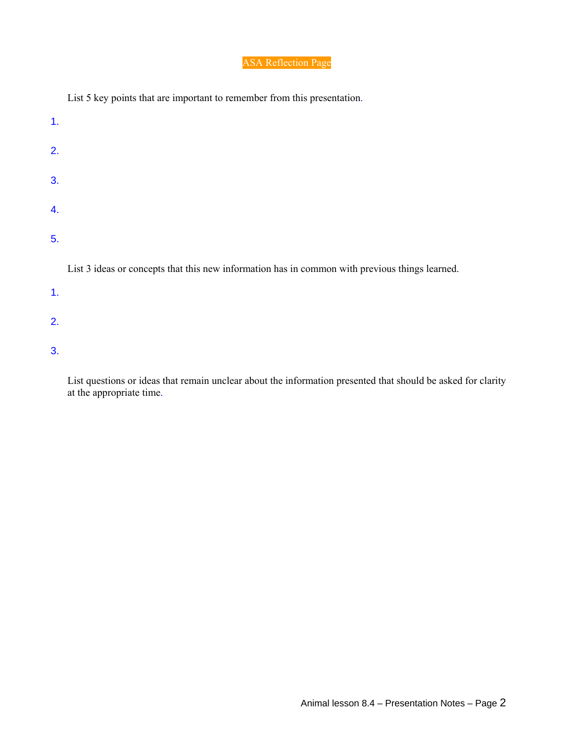# ASA Reflection Page

List 5 key points that are important to remember from this presentation.

1.

2.

3.

4.

5.

List 3 ideas or concepts that this new information has in common with previous things learned.

1.

2.

3.

List questions or ideas that remain unclear about the information presented that should be asked for clarity at the appropriate time.